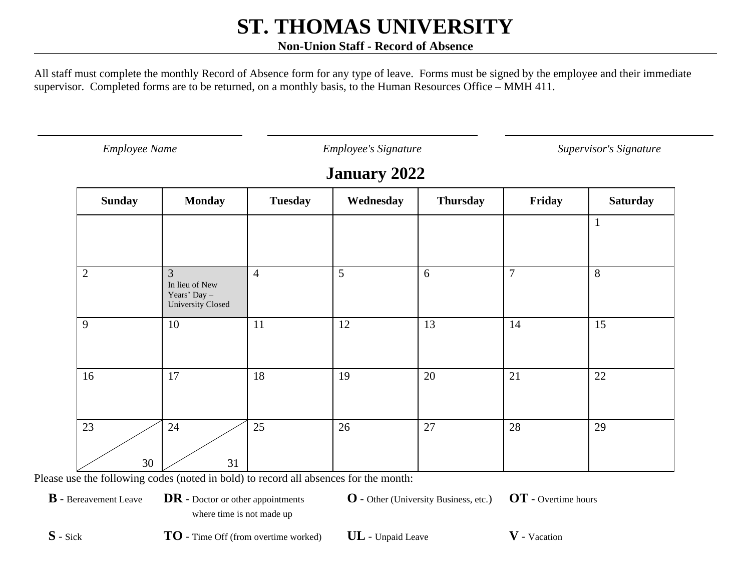# ST. THOMAS UNIVERSITY

**Non-Union Staff - Record of Absence**

All staff must complete the monthly Record of Absence form for any type of leave. Forms must be signed by the employee and their immediate supervisor. Completed forms are to be returned, on a monthly basis, to the Human Resources Office – MMH 411.

| \_\_\_\_\_\_\_\_\_\_\_\_\_\_\_\_\_\_\_\_ | \_\_\_\_\_\_\_\_\_\_\_\_\_\_\_\_\_\_\_\_ | \_\_\_\_\_\_\_\_\_\_\_\_\_\_\_\_\_\_\_\_ |
|---|---|---|
| *Employee Name* | *Employee's Signature* | *Supervisor's Signature* |

## January 2022

| Sunday | Monday | Tuesday | Wednesday | Thursday | Friday | Saturday |
|---|---|---|---|---|---|---|
| | | | | | | 1 |
| 2 | 3 In lieu of New Years' Day – University Closed | 4 | 5 | 6 | 7 | 8 |
| 9 | 10 | 11 | 12 | 13 | 14 | 15 |
| 16 | 17 | 18 | 19 | 20 | 21 | 22 |
| 23 / 30 | 24 / 31 | 25 | 26 | 27 | 28 | 29 |

Please use the following codes (noted in bold) to record all absences for the month:

**B** - Bereavement Leave

**DR** - Doctor or other appointments where time is not made up

**O** - Other (University Business, etc.)

**OT** - Overtime hours

**S** - Sick

**TO** - Time Off (from overtime worked)

**UL** - Unpaid Leave

**V** - Vacation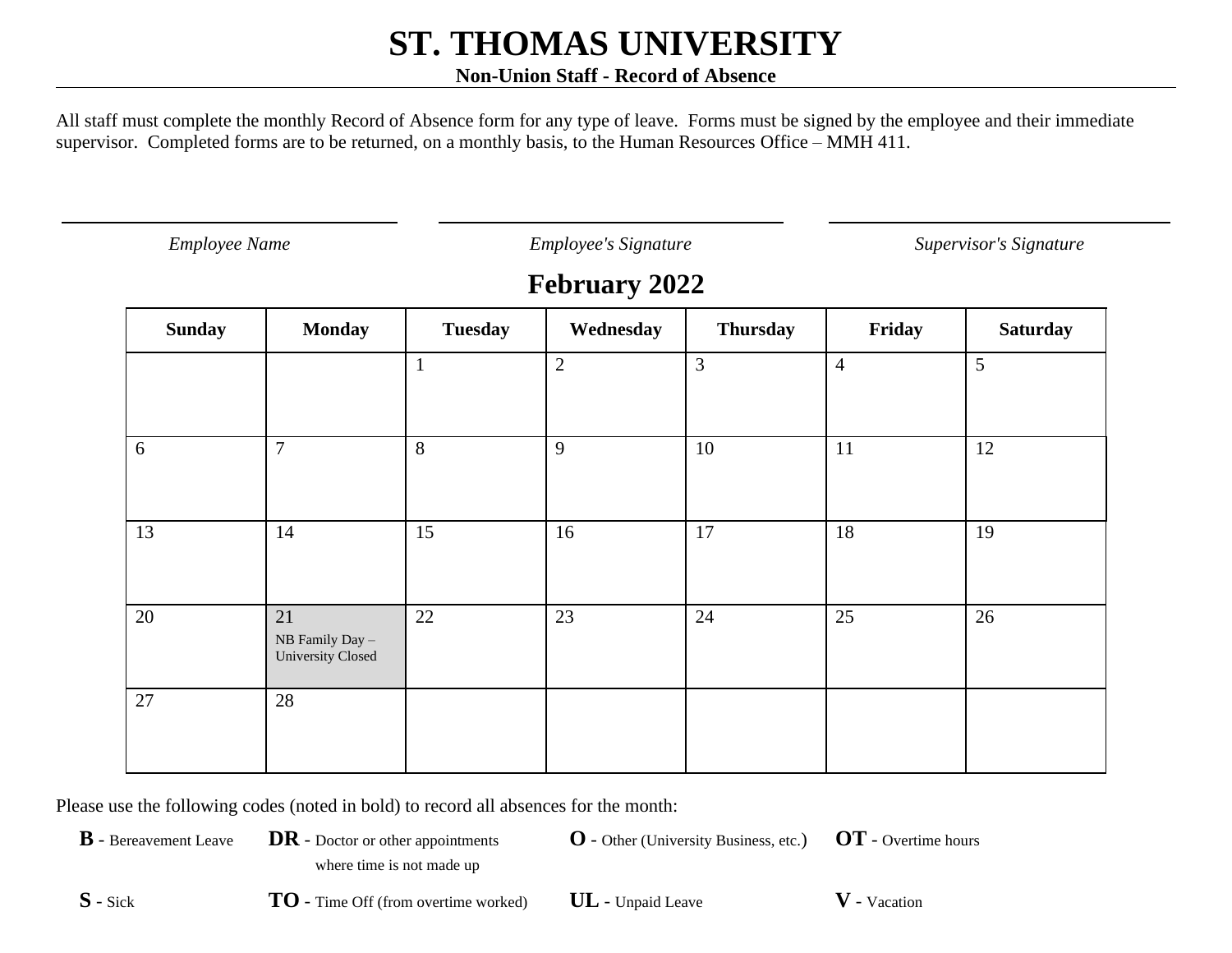# ST. THOMAS UNIVERSITY

**Non-Union Staff - Record of Absence**

All staff must complete the monthly Record of Absence form for any type of leave. Forms must be signed by the employee and their immediate supervisor. Completed forms are to be returned, on a monthly basis, to the Human Resources Office – MMH 411.

| *Employee Name* | *Employee's Signature* | *Supervisor's Signature* |
|---|---|---|
| | | |

## February 2022

| Sunday | Monday | Tuesday | Wednesday | Thursday | Friday | Saturday |
|---|---|---|---|---|---|---|
| | | 1 | 2 | 3 | 4 | 5 |
| 6 | 7 | 8 | 9 | 10 | 11 | 12 |
| 13 | 14 | 15 | 16 | 17 | 18 | 19 |
| 20 | 21 NB Family Day – University Closed | 22 | 23 | 24 | 25 | 26 |
| 27 | 28 | | | | | |

Please use the following codes (noted in bold) to record all absences for the month:

**B** - Bereavement Leave
**DR** - Doctor or other appointments where time is not made up
**O** - Other (University Business, etc.)
**OT** - Overtime hours
**S** - Sick
**TO** - Time Off (from overtime worked)
**UL** - Unpaid Leave
**V** - Vacation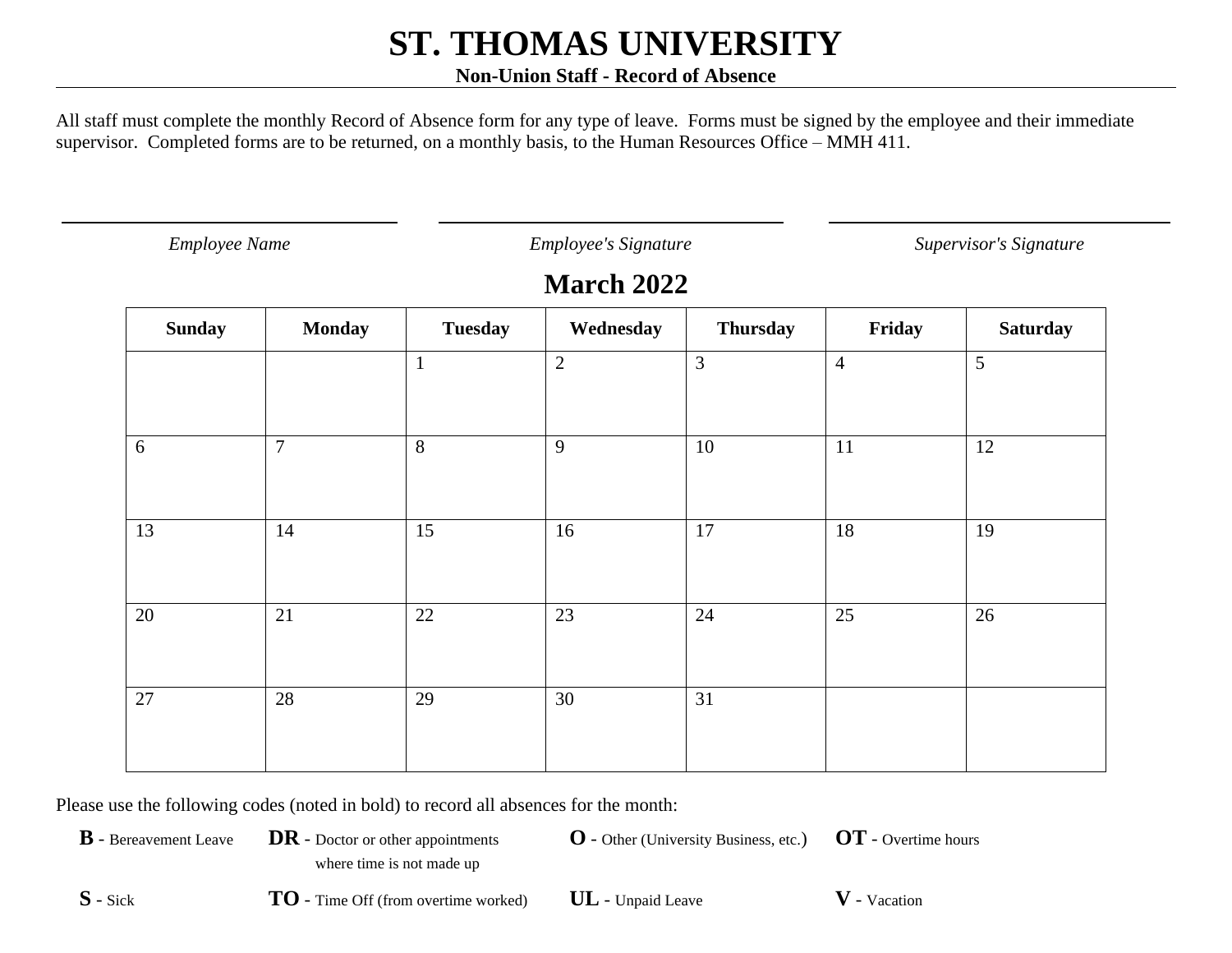# ST. THOMAS UNIVERSITY

**Non-Union Staff - Record of Absence**

All staff must complete the monthly Record of Absence form for any type of leave. Forms must be signed by the employee and their immediate supervisor. Completed forms are to be returned, on a monthly basis, to the Human Resources Office – MMH 411.

| *Employee Name* | *Employee's Signature* | *Supervisor's Signature* |
|---|---|---|
| | | |

## March 2022

| Sunday | Monday | Tuesday | Wednesday | Thursday | Friday | Saturday |
|---|---|---|---|---|---|---|
| | | 1 | 2 | 3 | 4 | 5 |
| 6 | 7 | 8 | 9 | 10 | 11 | 12 |
| 13 | 14 | 15 | 16 | 17 | 18 | 19 |
| 20 | 21 | 22 | 23 | 24 | 25 | 26 |
| 27 | 28 | 29 | 30 | 31 | | |

Please use the following codes (noted in bold) to record all absences for the month:

**B** - Bereavement Leave
**DR** - Doctor or other appointments where time is not made up
**O** - Other (University Business, etc.)
**OT** - Overtime hours
**S** - Sick
**TO** - Time Off (from overtime worked)
**UL** - Unpaid Leave
**V** - Vacation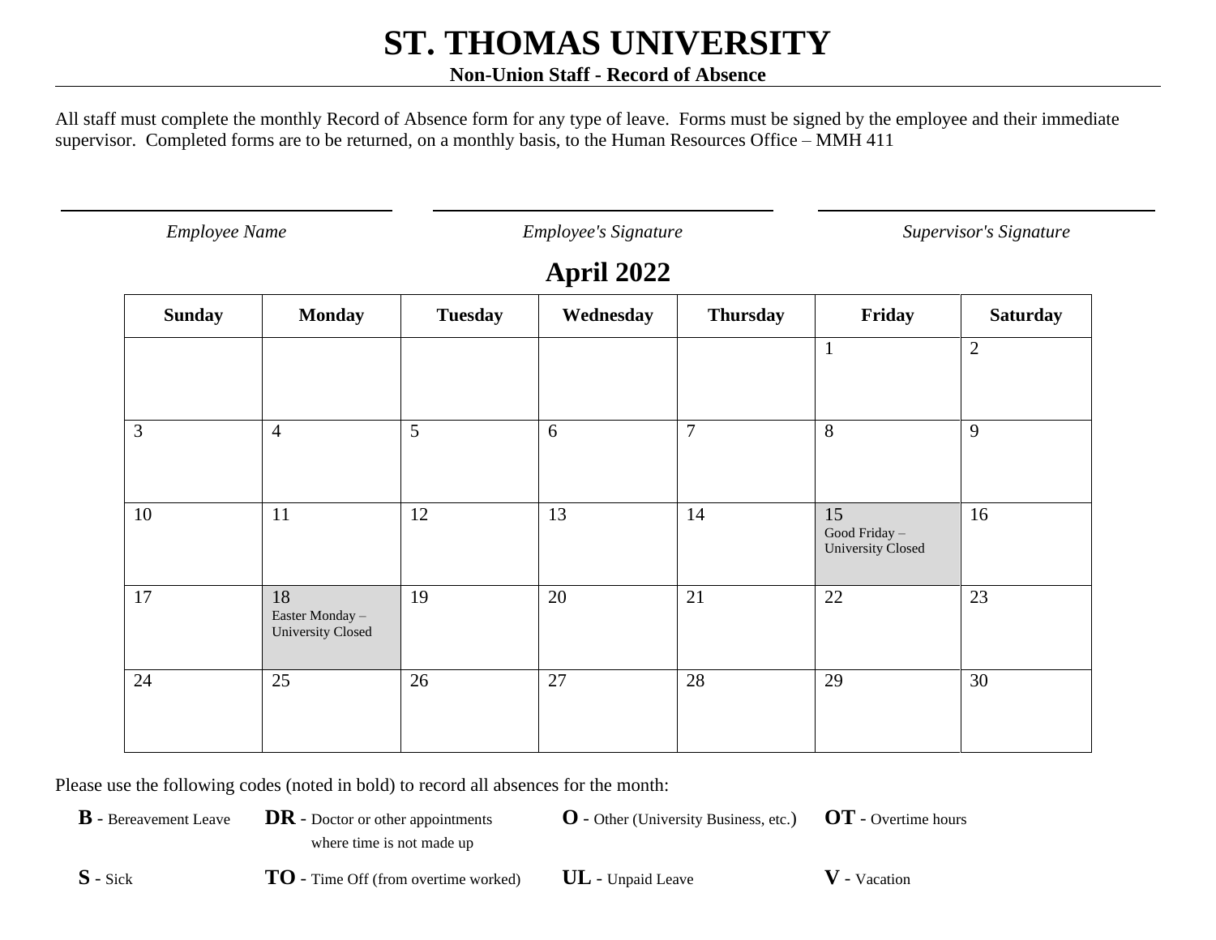# ST. THOMAS UNIVERSITY

**Non-Union Staff - Record of Absence**

All staff must complete the monthly Record of Absence form for any type of leave. Forms must be signed by the employee and their immediate supervisor. Completed forms are to be returned, on a monthly basis, to the Human Resources Office – MMH 411

| | | |
|---|---|---|
| *Employee Name* | *Employee's Signature* | *Supervisor's Signature* |

## April 2022

| Sunday | Monday | Tuesday | Wednesday | Thursday | Friday | Saturday |
|---|---|---|---|---|---|---|
| | | | | | 1 | 2 |
| 3 | 4 | 5 | 6 | 7 | 8 | 9 |
| 10 | 11 | 12 | 13 | 14 | 15 Good Friday – University Closed | 16 |
| 17 | 18 Easter Monday – University Closed | 19 | 20 | 21 | 22 | 23 |
| 24 | 25 | 26 | 27 | 28 | 29 | 30 |

Please use the following codes (noted in bold) to record all absences for the month:

**B** - Bereavement Leave

**DR** - Doctor or other appointments where time is not made up

**O** - Other (University Business, etc.)

**OT** - Overtime hours

**S** - Sick

**TO** - Time Off (from overtime worked)

**UL** - Unpaid Leave

**V** - Vacation